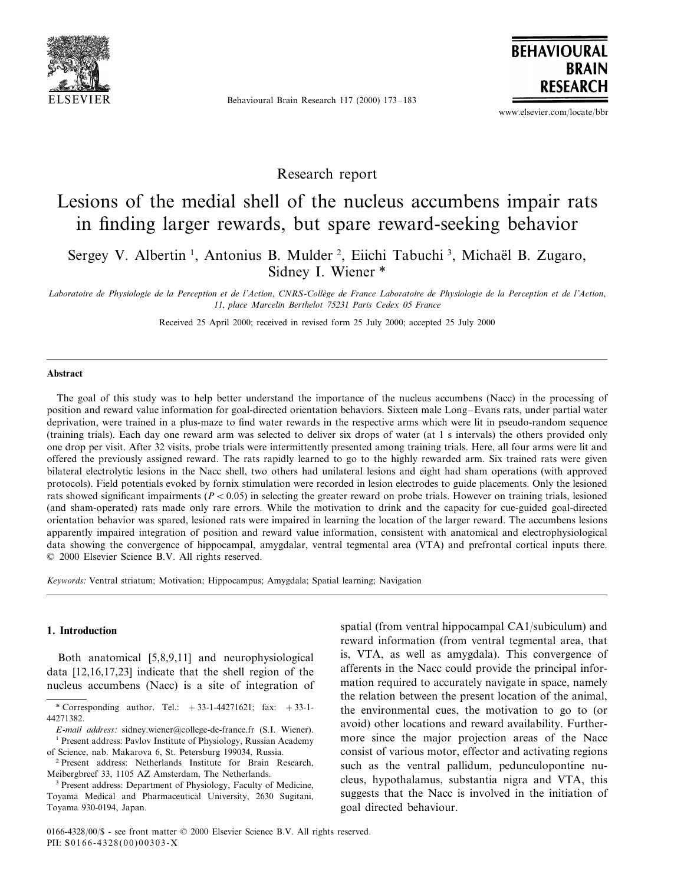Research report

# Lesions of the medial shell of the nucleus accumbens impair rats in finding larger rewards, but spare reward-seeking behavior

Sergey V. Albertin [1], Antonius B. Mulder [2], Eiichi Tabuchi [3], Michaël B. Zugaro, Sidney I. Wiener *

*Laboratoire de Physiologie de la Perception et de l'Action, CNRS-Collège de France Laboratoire de Physiologie de la Perception et de l'Action, 11, place Marcelin Berthelot 75231 Paris Cedex 05 France*

Received 25 April 2000; received in revised form 25 July 2000; accepted 25 July 2000

## Abstract

The goal of this study was to help better understand the importance of the nucleus accumbens (Nacc) in the processing of position and reward value information for goal-directed orientation behaviors. Sixteen male Long–Evans rats, under partial water deprivation, were trained in a plus-maze to find water rewards in the respective arms which were lit in pseudo-random sequence (training trials). Each day one reward arm was selected to deliver six drops of water (at 1 s intervals) the others provided only one drop per visit. After 32 visits, probe trials were intermittently presented among training trials. Here, all four arms were lit and offered the previously assigned reward. The rats rapidly learned to go to the highly rewarded arm. Six trained rats were given bilateral electrolytic lesions in the Nacc shell, two others had unilateral lesions and eight had sham operations (with approved protocols). Field potentials evoked by fornix stimulation were recorded in lesion electrodes to guide placements. Only the lesioned rats showed significant impairments ($P < 0.05$) in selecting the greater reward on probe trials. However on training trials, lesioned (and sham-operated) rats made only rare errors. While the motivation to drink and the capacity for cue-guided goal-directed orientation behavior was spared, lesioned rats were impaired in learning the location of the larger reward. The accumbens lesions apparently impaired integration of position and reward value information, consistent with anatomical and electrophysiological data showing the convergence of hippocampal, amygdalar, ventral tegmental area (VTA) and prefrontal cortical inputs there. © 2000 Elsevier Science B.V. All rights reserved.

*Keywords:* Ventral striatum; Motivation; Hippocampus; Amygdala; Spatial learning; Navigation

## 1. Introduction

Both anatomical [5,8,9,11] and neurophysiological data [12,16,17,23] indicate that the shell region of the nucleus accumbens (Nacc) is a site of integration of spatial (from ventral hippocampal CA1/subiculum) and reward information (from ventral tegmental area, that is, VTA, as well as amygdala). This convergence of afferents in the Nacc could provide the principal information required to accurately navigate in space, namely the relation between the present location of the animal, the environmental cues, the motivation to go to (or avoid) other locations and reward availability. Furthermore since the major projection areas of the Nacc consist of various motor, effector and activating regions such as the ventral pallidum, pedunculopontine nucleus, hypothalamus, substantia nigra and VTA, this suggests that the Nacc is involved in the initiation of goal directed behaviour.

---

* Corresponding author. Tel.: +33-1-44271621; fax: +33-1-44271382.

*E-mail address:* sidney.wiener@college-de-france.fr (S.I. Wiener).

[1] Present address: Pavlov Institute of Physiology, Russian Academy of Science, nab. Makarova 6, St. Petersburg 199034, Russia.

[2] Present address: Netherlands Institute for Brain Research, Meibergbreef 33, 1105 AZ Amsterdam, The Netherlands.

[3] Present address: Department of Physiology, Faculty of Medicine, Toyama Medical and Pharmaceutical University, 2630 Sugitani, Toyama 930-0194, Japan.

0166-4328/00/$ - see front matter © 2000 Elsevier Science B.V. All rights reserved.
PII: S0166-4328(00)00303-X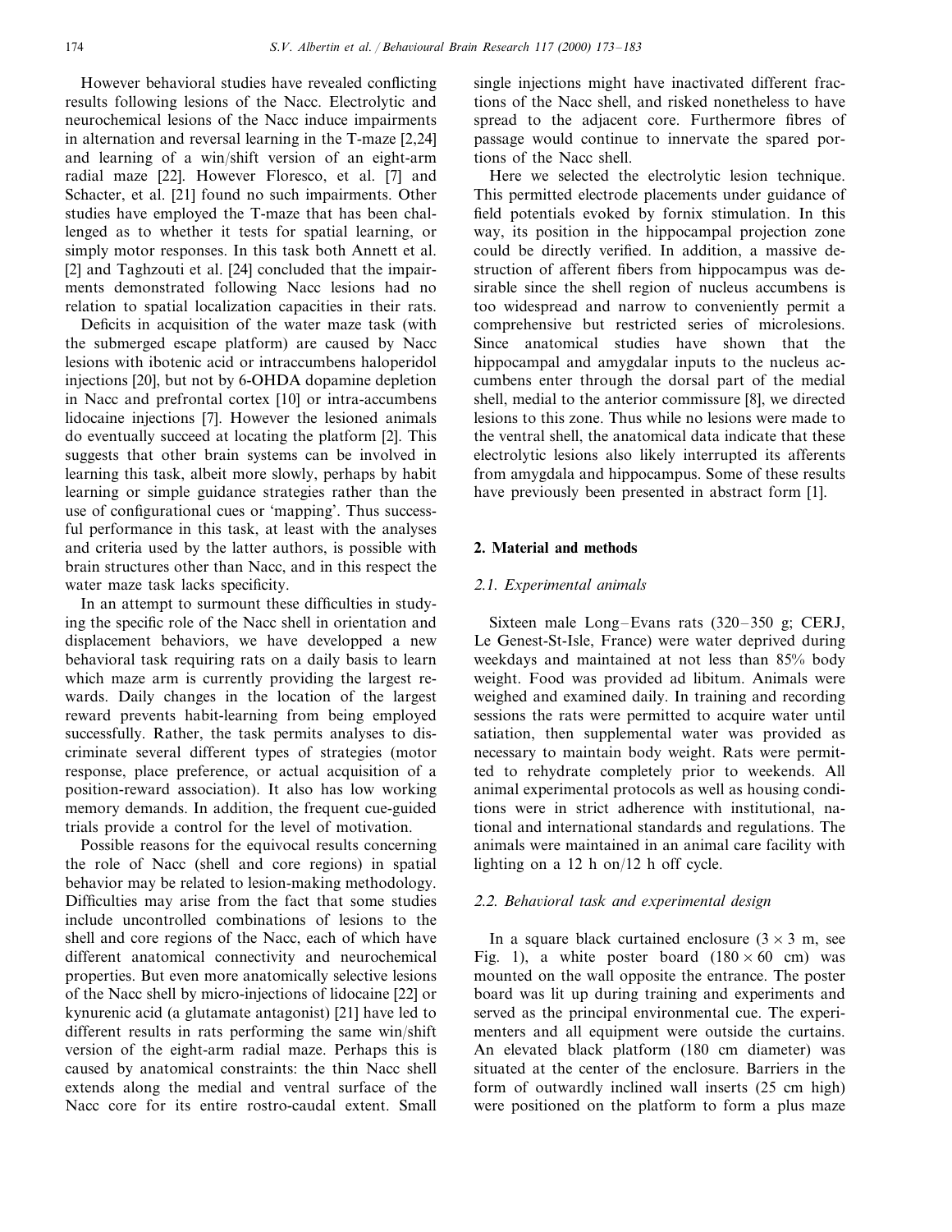However behavioral studies have revealed conflicting results following lesions of the Nacc. Electrolytic and neurochemical lesions of the Nacc induce impairments in alternation and reversal learning in the T-maze [2,24] and learning of a win/shift version of an eight-arm radial maze [22]. However Floresco, et al. [7] and Schacter, et al. [21] found no such impairments. Other studies have employed the T-maze that has been challenged as to whether it tests for spatial learning, or simply motor responses. In this task both Annett et al. [2] and Taghzouti et al. [24] concluded that the impairments demonstrated following Nacc lesions had no relation to spatial localization capacities in their rats.

Deficits in acquisition of the water maze task (with the submerged escape platform) are caused by Nacc lesions with ibotenic acid or intraccumbens haloperidol injections [20], but not by 6-OHDA dopamine depletion in Nacc and prefrontal cortex [10] or intra-accumbens lidocaine injections [7]. However the lesioned animals do eventually succeed at locating the platform [2]. This suggests that other brain systems can be involved in learning this task, albeit more slowly, perhaps by habit learning or simple guidance strategies rather than the use of configurational cues or 'mapping'. Thus successful performance in this task, at least with the analyses and criteria used by the latter authors, is possible with brain structures other than Nacc, and in this respect the water maze task lacks specificity.

In an attempt to surmount these difficulties in studying the specific role of the Nacc shell in orientation and displacement behaviors, we have developped a new behavioral task requiring rats on a daily basis to learn which maze arm is currently providing the largest rewards. Daily changes in the location of the largest reward prevents habit-learning from being employed successfully. Rather, the task permits analyses to discriminate several different types of strategies (motor response, place preference, or actual acquisition of a position-reward association). It also has low working memory demands. In addition, the frequent cue-guided trials provide a control for the level of motivation.

Possible reasons for the equivocal results concerning the role of Nacc (shell and core regions) in spatial behavior may be related to lesion-making methodology. Difficulties may arise from the fact that some studies include uncontrolled combinations of lesions to the shell and core regions of the Nacc, each of which have different anatomical connectivity and neurochemical properties. But even more anatomically selective lesions of the Nacc shell by micro-injections of lidocaine [22] or kynurenic acid (a glutamate antagonist) [21] have led to different results in rats performing the same win/shift version of the eight-arm radial maze. Perhaps this is caused by anatomical constraints: the thin Nacc shell extends along the medial and ventral surface of the Nacc core for its entire rostro-caudal extent. Small single injections might have inactivated different fractions of the Nacc shell, and risked nonetheless to have spread to the adjacent core. Furthermore fibres of passage would continue to innervate the spared portions of the Nacc shell.

Here we selected the electrolytic lesion technique. This permitted electrode placements under guidance of field potentials evoked by fornix stimulation. In this way, its position in the hippocampal projection zone could be directly verified. In addition, a massive destruction of afferent fibers from hippocampus was desirable since the shell region of nucleus accumbens is too widespread and narrow to conveniently permit a comprehensive but restricted series of microlesions. Since anatomical studies have shown that the hippocampal and amygdalar inputs to the nucleus accumbens enter through the dorsal part of the medial shell, medial to the anterior commissure [8], we directed lesions to this zone. Thus while no lesions were made to the ventral shell, the anatomical data indicate that these electrolytic lesions also likely interrupted its afferents from amygdala and hippocampus. Some of these results have previously been presented in abstract form [1].

## 2. Material and methods

### 2.1. Experimental animals

Sixteen male Long–Evans rats (320–350 g; CERJ, Le Genest-St-Isle, France) were water deprived during weekdays and maintained at not less than 85% body weight. Food was provided ad libitum. Animals were weighed and examined daily. In training and recording sessions the rats were permitted to acquire water until satiation, then supplemental water was provided as necessary to maintain body weight. Rats were permitted to rehydrate completely prior to weekends. All animal experimental protocols as well as housing conditions were in strict adherence with institutional, national and international standards and regulations. The animals were maintained in an animal care facility with lighting on a 12 h on/12 h off cycle.

### 2.2. Behavioral task and experimental design

In a square black curtained enclosure (3 × 3 m, see Fig. 1), a white poster board (180 × 60 cm) was mounted on the wall opposite the entrance. The poster board was lit up during training and experiments and served as the principal environmental cue. The experimenters and all equipment were outside the curtains. An elevated black platform (180 cm diameter) was situated at the center of the enclosure. Barriers in the form of outwardly inclined wall inserts (25 cm high) were positioned on the platform to form a plus maze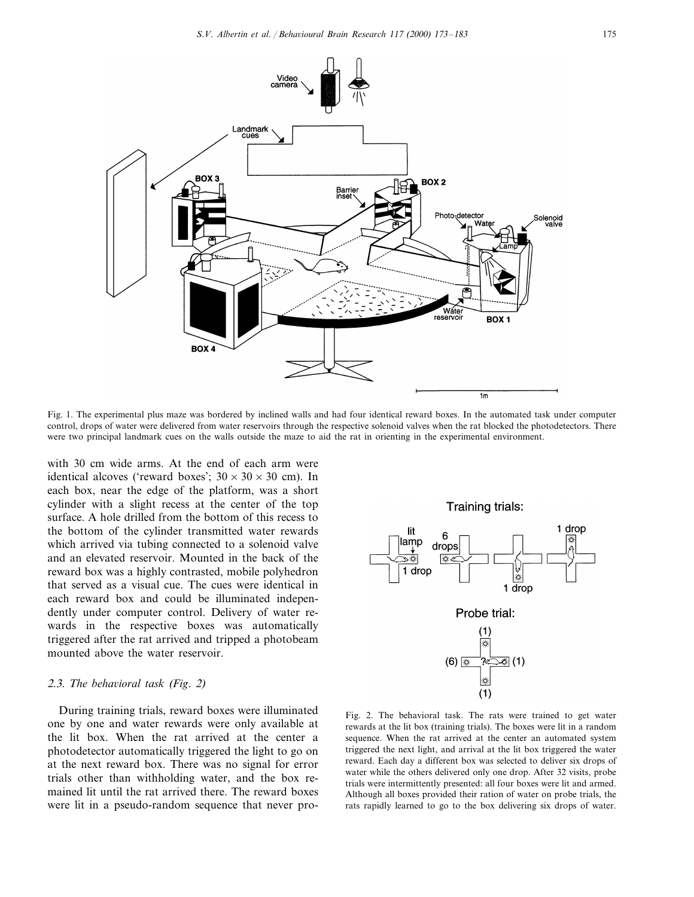Video camera

Landmark cues

BOX 3

BOX 2

Barrier inset

Photo-detector

Water

Solenoid valve

Lamp

Water reservoir

BOX 1

BOX 4

1m

Fig. 1. The experimental plus maze was bordered by inclined walls and had four identical reward boxes. In the automated task under computer control, drops of water were delivered from water reservoirs through the respective solenoid valves when the rat blocked the photodetectors. There were two principal landmark cues on the walls outside the maze to aid the rat in orienting in the experimental environment.

with 30 cm wide arms. At the end of each arm were identical alcoves ('reward boxes'; 30 × 30 × 30 cm). In each box, near the edge of the platform, was a short cylinder with a slight recess at the center of the top surface. A hole drilled from the bottom of this recess to the bottom of the cylinder transmitted water rewards which arrived via tubing connected to a solenoid valve and an elevated reservoir. Mounted in the back of the reward box was a highly contrasted, mobile polyhedron that served as a visual cue. The cues were identical in each reward box and could be illuminated independently under computer control. Delivery of water rewards in the respective boxes was automatically triggered after the rat arrived and tripped a photobeam mounted above the water reservoir.

### 2.3. The behavioral task (Fig. 2)

During training trials, reward boxes were illuminated one by one and water rewards were only available at the lit box. When the rat arrived at the center a photodetector automatically triggered the light to go on at the next reward box. There was no signal for error trials other than withholding water, and the box remained lit until the rat arrived there. The reward boxes were lit in a pseudo-random sequence that never pro-

Training trials:

lit lamp

1 drop

6 drops

1 drop

1 drop

Probe trial:

(1)

(6)

(1)

(1)

Fig. 2. The behavioral task. The rats were trained to get water rewards at the lit box (training trials). The boxes were lit in a random sequence. When the rat arrived at the center an automated system triggered the next light, and arrival at the lit box triggered the water reward. Each day a different box was selected to deliver six drops of water while the others delivered only one drop. After 32 visits, probe trials were intermittently presented: all four boxes were lit and armed. Although all boxes provided their ration of water on probe trials, the rats rapidly learned to go to the box delivering six drops of water.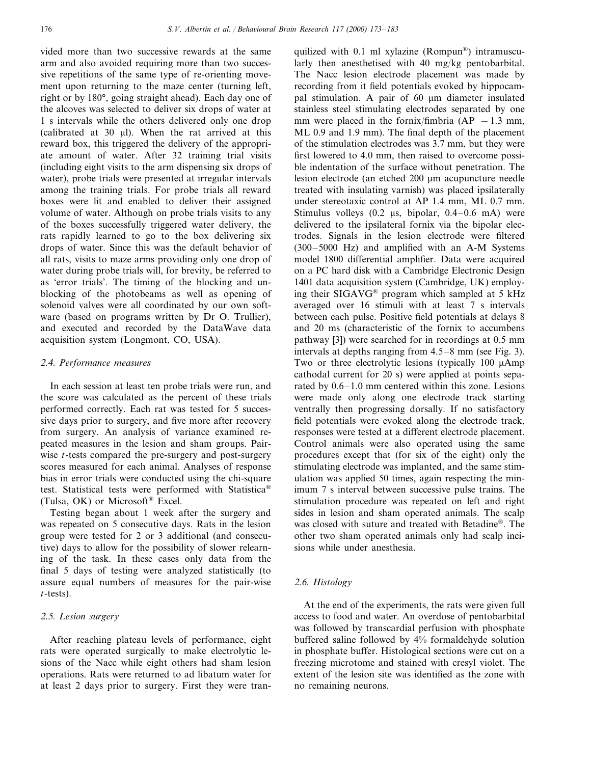vided more than two successive rewards at the same arm and also avoided requiring more than two successive repetitions of the same type of re-orienting movement upon returning to the maze center (turning left, right or by 180°, going straight ahead). Each day one of the alcoves was selected to deliver six drops of water at 1 s intervals while the others delivered only one drop (calibrated at 30 μl). When the rat arrived at this reward box, this triggered the delivery of the appropriate amount of water. After 32 training trial visits (including eight visits to the arm dispensing six drops of water), probe trials were presented at irregular intervals among the training trials. For probe trials all reward boxes were lit and enabled to deliver their assigned volume of water. Although on probe trials visits to any of the boxes successfully triggered water delivery, the rats rapidly learned to go to the box delivering six drops of water. Since this was the default behavior of all rats, visits to maze arms providing only one drop of water during probe trials will, for brevity, be referred to as 'error trials'. The timing of the blocking and unblocking of the photobeams as well as opening of solenoid valves were all coordinated by our own software (based on programs written by Dr O. Trullier), and executed and recorded by the DataWave data acquisition system (Longmont, CO, USA).

### 2.4. Performance measures

In each session at least ten probe trials were run, and the score was calculated as the percent of these trials performed correctly. Each rat was tested for 5 successive days prior to surgery, and five more after recovery from surgery. An analysis of variance examined repeated measures in the lesion and sham groups. Pair-wise $t$-tests compared the pre-surgery and post-surgery scores measured for each animal. Analyses of response bias in error trials were conducted using the chi-square test. Statistical tests were performed with Statistica® (Tulsa, OK) or Microsoft® Excel.

Testing began about 1 week after the surgery and was repeated on 5 consecutive days. Rats in the lesion group were tested for 2 or 3 additional (and consecutive) days to allow for the possibility of slower relearning of the task. In these cases only data from the final 5 days of testing were analyzed statistically (to assure equal numbers of measures for the pair-wise $t$-tests).

### 2.5. Lesion surgery

After reaching plateau levels of performance, eight rats were operated surgically to make electrolytic lesions of the Nacc while eight others had sham lesion operations. Rats were returned to ad libatum water for at least 2 days prior to surgery. First they were tranquilized with 0.1 ml xylazine (Rompun®) intramuscularly then anesthetised with 40 mg/kg pentobarbital. The Nacc lesion electrode placement was made by recording from it field potentials evoked by hippocampal stimulation. A pair of 60 μm diameter insulated stainless steel stimulating electrodes separated by one mm were placed in the fornix/fimbria (AP −1.3 mm, ML 0.9 and 1.9 mm). The final depth of the placement of the stimulation electrodes was 3.7 mm, but they were first lowered to 4.0 mm, then raised to overcome possible indentation of the surface without penetration. The lesion electrode (an etched 200 μm acupuncture needle treated with insulating varnish) was placed ipsilaterally under stereotaxic control at AP 1.4 mm, ML 0.7 mm. Stimulus volleys (0.2 μs, bipolar, 0.4–0.6 mA) were delivered to the ipsilateral fornix via the bipolar electrodes. Signals in the lesion electrode were filtered (300–5000 Hz) and amplified with an A-M Systems model 1800 differential amplifier. Data were acquired on a PC hard disk with a Cambridge Electronic Design 1401 data acquisition system (Cambridge, UK) employing their SIGAVG® program which sampled at 5 kHz averaged over 16 stimuli with at least 7 s intervals between each pulse. Positive field potentials at delays 8 and 20 ms (characteristic of the fornix to accumbens pathway [3]) were searched for in recordings at 0.5 mm intervals at depths ranging from 4.5–8 mm (see Fig. 3). Two or three electrolytic lesions (typically 100 μAmp cathodal current for 20 s) were applied at points separated by 0.6–1.0 mm centered within this zone. Lesions were made only along one electrode track starting ventrally then progressing dorsally. If no satisfactory field potentials were evoked along the electrode track, responses were tested at a different electrode placement. Control animals were also operated using the same procedures except that (for six of the eight) only the stimulating electrode was implanted, and the same stimulation was applied 50 times, again respecting the minimum 7 s interval between successive pulse trains. The stimulation procedure was repeated on left and right sides in lesion and sham operated animals. The scalp was closed with suture and treated with Betadine®. The other two sham operated animals only had scalp incisions while under anesthesia.

### 2.6. Histology

At the end of the experiments, the rats were given full access to food and water. An overdose of pentobarbital was followed by transcardial perfusion with phosphate buffered saline followed by 4% formaldehyde solution in phosphate buffer. Histological sections were cut on a freezing microtome and stained with cresyl violet. The extent of the lesion site was identified as the zone with no remaining neurons.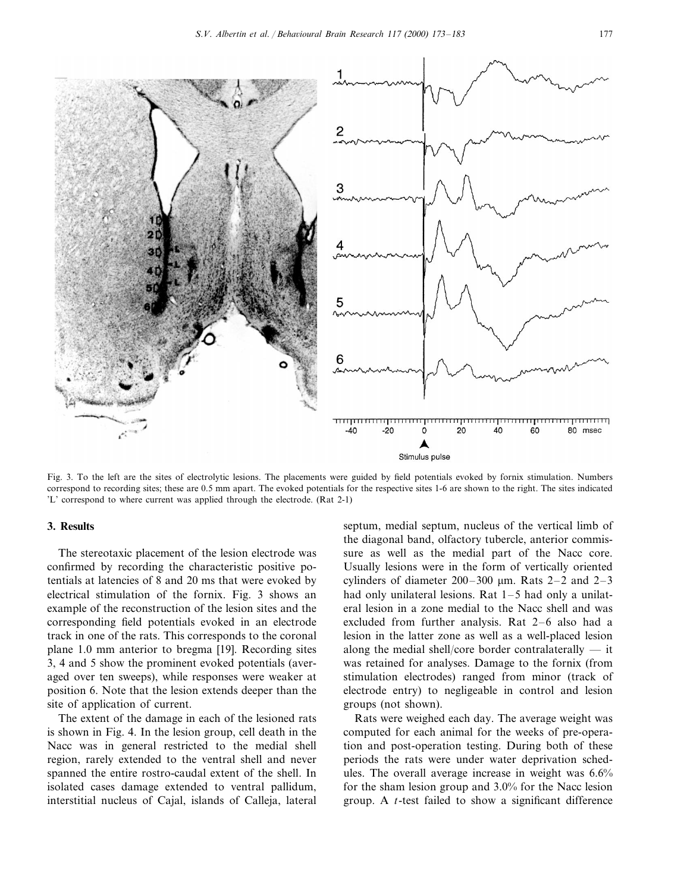Fig. 3. To the left are the sites of electrolytic lesions. The placements were guided by field potentials evoked by fornix stimulation. Numbers correspond to recording sites; these are 0.5 mm apart. The evoked potentials for the respective sites 1-6 are shown to the right. The sites indicated 'L' correspond to where current was applied through the electrode. (Rat 2-1)

## 3. Results

The stereotaxic placement of the lesion electrode was confirmed by recording the characteristic positive potentials at latencies of 8 and 20 ms that were evoked by electrical stimulation of the fornix. Fig. 3 shows an example of the reconstruction of the lesion sites and the corresponding field potentials evoked in an electrode track in one of the rats. This corresponds to the coronal plane 1.0 mm anterior to bregma [19]. Recording sites 3, 4 and 5 show the prominent evoked potentials (averaged over ten sweeps), while responses were weaker at position 6. Note that the lesion extends deeper than the site of application of current.

The extent of the damage in each of the lesioned rats is shown in Fig. 4. In the lesion group, cell death in the Nacc was in general restricted to the medial shell region, rarely extended to the ventral shell and never spanned the entire rostro-caudal extent of the shell. In isolated cases damage extended to ventral pallidum, interstitial nucleus of Cajal, islands of Calleja, lateral septum, medial septum, nucleus of the vertical limb of the diagonal band, olfactory tubercle, anterior commissure as well as the medial part of the Nacc core. Usually lesions were in the form of vertically oriented cylinders of diameter 200–300 μm. Rats 2–2 and 2–3 had only unilateral lesions. Rat 1–5 had only a unilateral lesion in a zone medial to the Nacc shell and was excluded from further analysis. Rat 2–6 also had a lesion in the latter zone as well as a well-placed lesion along the medial shell/core border contralaterally — it was retained for analyses. Damage to the fornix (from stimulation electrodes) ranged from minor (track of electrode entry) to negligeable in control and lesion groups (not shown).

Rats were weighed each day. The average weight was computed for each animal for the weeks of pre-operation and post-operation testing. During both of these periods the rats were under water deprivation schedules. The overall average increase in weight was 6.6% for the sham lesion group and 3.0% for the Nacc lesion group. A $t$-test failed to show a significant difference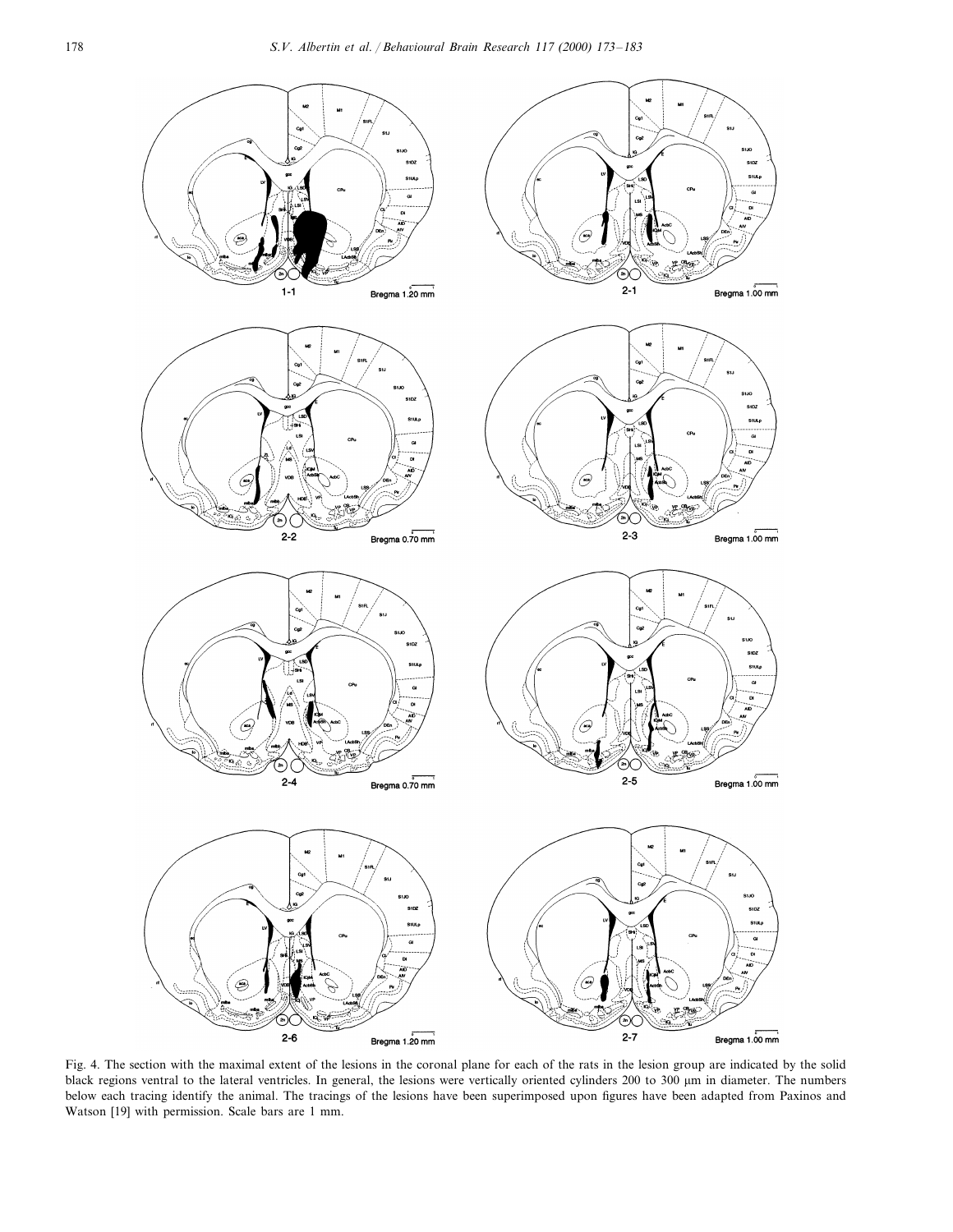Fig. 4. The section with the maximal extent of the lesions in the coronal plane for each of the rats in the lesion group are indicated by the solid black regions ventral to the lateral ventricles. In general, the lesions were vertically oriented cylinders 200 to 300 μm in diameter. The numbers below each tracing identify the animal. The tracings of the lesions have been superimposed upon figures have been adapted from Paxinos and Watson [19] with permission. Scale bars are 1 mm.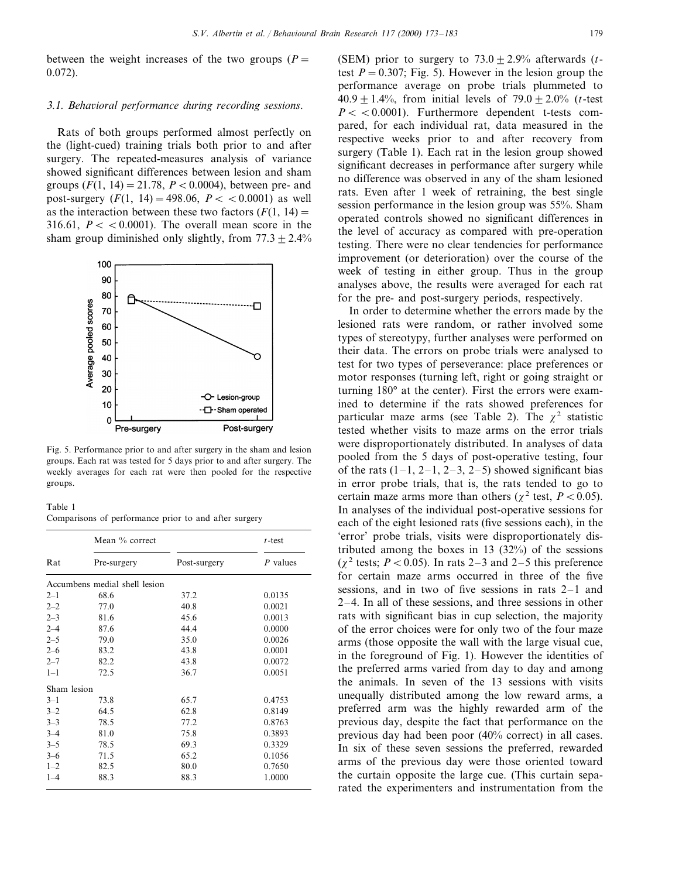between the weight increases of the two groups ($P = 0.072$).

### 3.1. Behavioral performance during recording sessions.

Rats of both groups performed almost perfectly on the (light-cued) training trials both prior to and after surgery. The repeated-measures analysis of variance showed significant differences between lesion and sham groups ($F(1, 14) = 21.78$, $P < 0.0004$), between pre- and post-surgery ($F(1, 14) = 498.06$, $P < < 0.0001$) as well as the interaction between these two factors ($F(1, 14) = 316.61$, $P < < 0.0001$). The overall mean score in the sham group diminished only slightly, from $77.3 \pm 2.4\%$ (SEM) prior to surgery to $73.0 \pm 2.9\%$ afterwards ($t$-test $P = 0.307$; Fig. 5). However in the lesion group the performance average on probe trials plummeted to $40.9 \pm 1.4\%$, from initial levels of $79.0 \pm 2.0\%$ ($t$-test $P < < 0.0001$). Furthermore dependent t-tests compared, for each individual rat, data measured in the respective weeks prior to and after recovery from surgery (Table 1). Each rat in the lesion group showed significant decreases in performance after surgery while no difference was observed in any of the sham lesioned rats. Even after 1 week of retraining, the best single session performance in the lesion group was 55%. Sham operated controls showed no significant differences in the level of accuracy as compared with pre-operation testing. There were no clear tendencies for performance improvement (or deterioration) over the course of the week of testing in either group. Thus in the group analyses above, the results were averaged for each rat for the pre- and post-surgery periods, respectively.

Fig. 5. Performance prior to and after surgery in the sham and lesion groups. Each rat was tested for 5 days prior to and after surgery. The weekly averages for each rat were then pooled for the respective groups.

Table 1
Comparisons of performance prior to and after surgery

| Rat | Mean % correct | | $t$-test |
|---|---|---|---|
| | Pre-surgery | Post-surgery | $P$ values |
| Accumbens medial shell lesion | | | |
| 2–1 | 68.6 | 37.2 | 0.0135 |
| 2–2 | 77.0 | 40.8 | 0.0021 |
| 2–3 | 81.6 | 45.6 | 0.0013 |
| 2–4 | 87.6 | 44.4 | 0.0000 |
| 2–5 | 79.0 | 35.0 | 0.0026 |
| 2–6 | 83.2 | 43.8 | 0.0001 |
| 2–7 | 82.2 | 43.8 | 0.0072 |
| 1–1 | 72.5 | 36.7 | 0.0051 |
| Sham lesion | | | |
| 3–1 | 73.8 | 65.7 | 0.4753 |
| 3–2 | 64.5 | 62.8 | 0.8149 |
| 3–3 | 78.5 | 77.2 | 0.8763 |
| 3–4 | 81.0 | 75.8 | 0.3893 |
| 3–5 | 78.5 | 69.3 | 0.3329 |
| 3–6 | 71.5 | 65.2 | 0.1056 |
| 1–2 | 82.5 | 80.0 | 0.7650 |
| 1–4 | 88.3 | 88.3 | 1.0000 |

In order to determine whether the errors made by the lesioned rats were random, or rather involved some types of stereotypy, further analyses were performed on their data. The errors on probe trials were analysed to test for two types of perseverance: place preferences or motor responses (turning left, right or going straight or turning 180° at the center). First the errors were examined to determine if the rats showed preferences for particular maze arms (see Table 2). The $\chi^2$ statistic tested whether visits to maze arms on the error trials were disproportionately distributed. In analyses of data pooled from the 5 days of post-operative testing, four of the rats (1–1, 2–1, 2–3, 2–5) showed significant bias in error probe trials, that is, the rats tended to go to certain maze arms more than others ($\chi^2$ test, $P < 0.05$). In analyses of the individual post-operative sessions for each of the eight lesioned rats (five sessions each), in the 'error' probe trials, visits were disproportionately distributed among the boxes in 13 (32%) of the sessions ($\chi^2$ tests; $P < 0.05$). In rats 2–3 and 2–5 this preference for certain maze arms occurred in three of the five sessions, and in two of five sessions in rats 2–1 and 2–4. In all of these sessions, and three sessions in other rats with significant bias in cup selection, the majority of the error choices were for only two of the four maze arms (those opposite the wall with the large visual cue, in the foreground of Fig. 1). However the identities of the preferred arms varied from day to day and among the animals. In seven of the 13 sessions with visits unequally distributed among the low reward arms, a preferred arm was the highly rewarded arm of the previous day, despite the fact that performance on the previous day had been poor (40% correct) in all cases. In six of these seven sessions the preferred, rewarded arms of the previous day were those oriented toward the curtain opposite the large cue. (This curtain separated the experimenters and instrumentation from the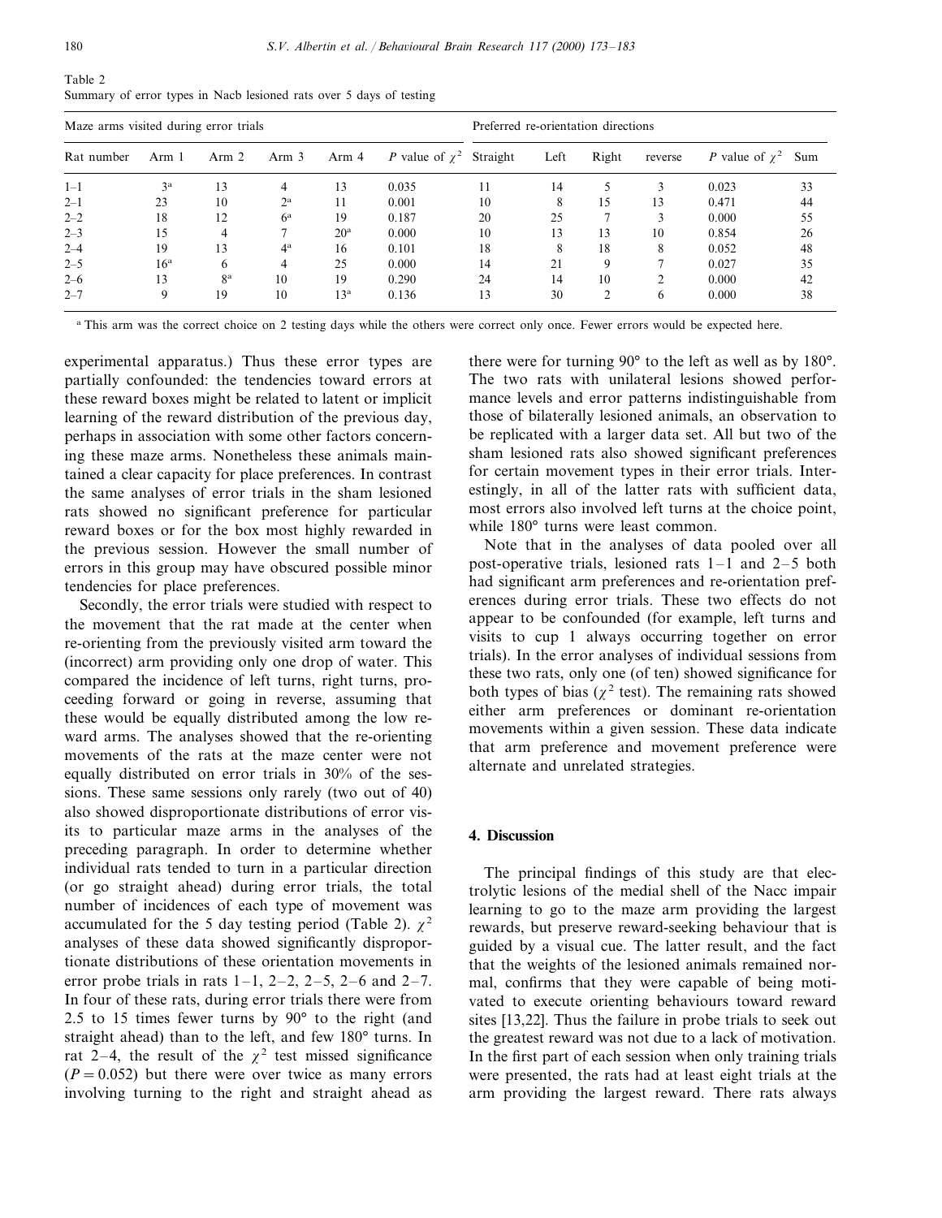Table 2
Summary of error types in Nacb lesioned rats over 5 days of testing

| Maze arms visited during error trials | | | | | | Preferred re-orientation directions | | | | | |
|---|---|---|---|---|---|---|---|---|---|---|---|
| Rat number | Arm 1 | Arm 2 | Arm 3 | Arm 4 | P value of $\chi^2$ | Straight | Left | Right | reverse | P value of $\chi^2$ | Sum |
| 1–1 | 3[a] | 13 | 4 | 13 | 0.035 | 11 | 14 | 5 | 3 | 0.023 | 33 |
| 2–1 | 23 | 10 | 2[a] | 11 | 0.001 | 10 | 8 | 15 | 13 | 0.471 | 44 |
| 2–2 | 18 | 12 | 6[a] | 19 | 0.187 | 20 | 25 | 7 | 3 | 0.000 | 55 |
| 2–3 | 15 | 4 | 7 | 20[a] | 0.000 | 10 | 13 | 13 | 10 | 0.854 | 26 |
| 2–4 | 19 | 13 | 4[a] | 16 | 0.101 | 18 | 8 | 18 | 8 | 0.052 | 48 |
| 2–5 | 16[a] | 6 | 4 | 25 | 0.000 | 14 | 21 | 9 | 7 | 0.027 | 35 |
| 2–6 | 13 | 8[a] | 10 | 19 | 0.290 | 24 | 14 | 10 | 2 | 0.000 | 42 |
| 2–7 | 9 | 19 | 10 | 13[a] | 0.136 | 13 | 30 | 2 | 6 | 0.000 | 38 |

[a] This arm was the correct choice on 2 testing days while the others were correct only once. Fewer errors would be expected here.

experimental apparatus.) Thus these error types are partially confounded: the tendencies toward errors at these reward boxes might be related to latent or implicit learning of the reward distribution of the previous day, perhaps in association with some other factors concerning these maze arms. Nonetheless these animals maintained a clear capacity for place preferences. In contrast the same analyses of error trials in the sham lesioned rats showed no significant preference for particular reward boxes or for the box most highly rewarded in the previous session. However the small number of errors in this group may have obscured possible minor tendencies for place preferences.

Secondly, the error trials were studied with respect to the movement that the rat made at the center when re-orienting from the previously visited arm toward the (incorrect) arm providing only one drop of water. This compared the incidence of left turns, right turns, proceeding forward or going in reverse, assuming that these would be equally distributed among the low reward arms. The analyses showed that the re-orienting movements of the rats at the maze center were not equally distributed on error trials in 30% of the sessions. These same sessions only rarely (two out of 40) also showed disproportionate distributions of error visits to particular maze arms in the analyses of the preceding paragraph. In order to determine whether individual rats tended to turn in a particular direction (or go straight ahead) during error trials, the total number of incidences of each type of movement was accumulated for the 5 day testing period (Table 2). $\chi^2$ analyses of these data showed significantly disproportionate distributions of these orientation movements in error probe trials in rats 1–1, 2–2, 2–5, 2–6 and 2–7. In four of these rats, during error trials there were from 2.5 to 15 times fewer turns by 90° to the right (and straight ahead) than to the left, and few 180° turns. In rat 2–4, the result of the $\chi^2$ test missed significance ($P = 0.052$) but there were over twice as many errors involving turning to the right and straight ahead as there were for turning 90° to the left as well as by 180°. The two rats with unilateral lesions showed performance levels and error patterns indistinguishable from those of bilaterally lesioned animals, an observation to be replicated with a larger data set. All but two of the sham lesioned rats also showed significant preferences for certain movement types in their error trials. Interestingly, in all of the latter rats with sufficient data, most errors also involved left turns at the choice point, while 180° turns were least common.

Note that in the analyses of data pooled over all post-operative trials, lesioned rats 1–1 and 2–5 both had significant arm preferences and re-orientation preferences during error trials. These two effects do not appear to be confounded (for example, left turns and visits to cup 1 always occurring together on error trials). In the error analyses of individual sessions from these two rats, only one (of ten) showed significance for both types of bias ($\chi^2$ test). The remaining rats showed either arm preferences or dominant re-orientation movements within a given session. These data indicate that arm preference and movement preference were alternate and unrelated strategies.

## 4. Discussion

The principal findings of this study are that electrolytic lesions of the medial shell of the Nacc impair learning to go to the maze arm providing the largest rewards, but preserve reward-seeking behaviour that is guided by a visual cue. The latter result, and the fact that the weights of the lesioned animals remained normal, confirms that they were capable of being motivated to execute orienting behaviours toward reward sites [13,22]. Thus the failure in probe trials to seek out the greatest reward was not due to a lack of motivation. In the first part of each session when only training trials were presented, the rats had at least eight trials at the arm providing the largest reward. There rats always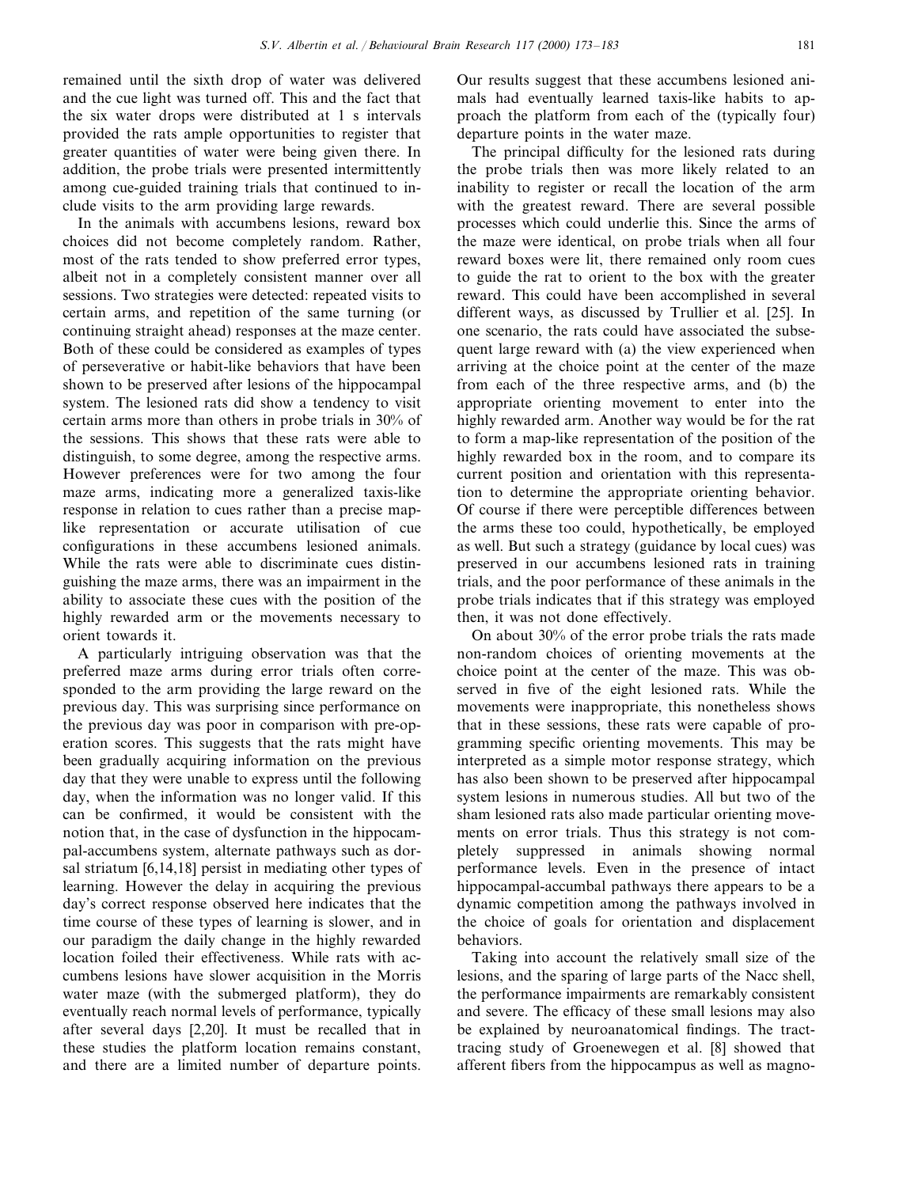remained until the sixth drop of water was delivered and the cue light was turned off. This and the fact that the six water drops were distributed at 1 s intervals provided the rats ample opportunities to register that greater quantities of water were being given there. In addition, the probe trials were presented intermittently among cue-guided training trials that continued to include visits to the arm providing large rewards.

In the animals with accumbens lesions, reward box choices did not become completely random. Rather, most of the rats tended to show preferred error types, albeit not in a completely consistent manner over all sessions. Two strategies were detected: repeated visits to certain arms, and repetition of the same turning (or continuing straight ahead) responses at the maze center. Both of these could be considered as examples of types of perseverative or habit-like behaviors that have been shown to be preserved after lesions of the hippocampal system. The lesioned rats did show a tendency to visit certain arms more than others in probe trials in 30% of the sessions. This shows that these rats were able to distinguish, to some degree, among the respective arms. However preferences were for two among the four maze arms, indicating more a generalized taxis-like response in relation to cues rather than a precise map-like representation or accurate utilisation of cue configurations in these accumbens lesioned animals. While the rats were able to discriminate cues distinguishing the maze arms, there was an impairment in the ability to associate these cues with the position of the highly rewarded arm or the movements necessary to orient towards it.

A particularly intriguing observation was that the preferred maze arms during error trials often corresponded to the arm providing the large reward on the previous day. This was surprising since performance on the previous day was poor in comparison with pre-operation scores. This suggests that the rats might have been gradually acquiring information on the previous day that they were unable to express until the following day, when the information was no longer valid. If this can be confirmed, it would be consistent with the notion that, in the case of dysfunction in the hippocampal-accumbens system, alternate pathways such as dorsal striatum [6,14,18] persist in mediating other types of learning. However the delay in acquiring the previous day's correct response observed here indicates that the time course of these types of learning is slower, and in our paradigm the daily change in the highly rewarded location foiled their effectiveness. While rats with accumbens lesions have slower acquisition in the Morris water maze (with the submerged platform), they do eventually reach normal levels of performance, typically after several days [2,20]. It must be recalled that in these studies the platform location remains constant, and there are a limited number of departure points. Our results suggest that these accumbens lesioned animals had eventually learned taxis-like habits to approach the platform from each of the (typically four) departure points in the water maze.

The principal difficulty for the lesioned rats during the probe trials then was more likely related to an inability to register or recall the location of the arm with the greatest reward. There are several possible processes which could underlie this. Since the arms of the maze were identical, on probe trials when all four reward boxes were lit, there remained only room cues to guide the rat to orient to the box with the greater reward. This could have been accomplished in several different ways, as discussed by Trullier et al. [25]. In one scenario, the rats could have associated the subsequent large reward with (a) the view experienced when arriving at the choice point at the center of the maze from each of the three respective arms, and (b) the appropriate orienting movement to enter into the highly rewarded arm. Another way would be for the rat to form a map-like representation of the position of the highly rewarded box in the room, and to compare its current position and orientation with this representation to determine the appropriate orienting behavior. Of course if there were perceptible differences between the arms these too could, hypothetically, be employed as well. But such a strategy (guidance by local cues) was preserved in our accumbens lesioned rats in training trials, and the poor performance of these animals in the probe trials indicates that if this strategy was employed then, it was not done effectively.

On about 30% of the error probe trials the rats made non-random choices of orienting movements at the choice point at the center of the maze. This was observed in five of the eight lesioned rats. While the movements were inappropriate, this nonetheless shows that in these sessions, these rats were capable of programming specific orienting movements. This may be interpreted as a simple motor response strategy, which has also been shown to be preserved after hippocampal system lesions in numerous studies. All but two of the sham lesioned rats also made particular orienting movements on error trials. Thus this strategy is not completely suppressed in animals showing normal performance levels. Even in the presence of intact hippocampal-accumbal pathways there appears to be a dynamic competition among the pathways involved in the choice of goals for orientation and displacement behaviors.

Taking into account the relatively small size of the lesions, and the sparing of large parts of the Nacc shell, the performance impairments are remarkably consistent and severe. The efficacy of these small lesions may also be explained by neuroanatomical findings. The tract-tracing study of Groenewegen et al. [8] showed that afferent fibers from the hippocampus as well as magno-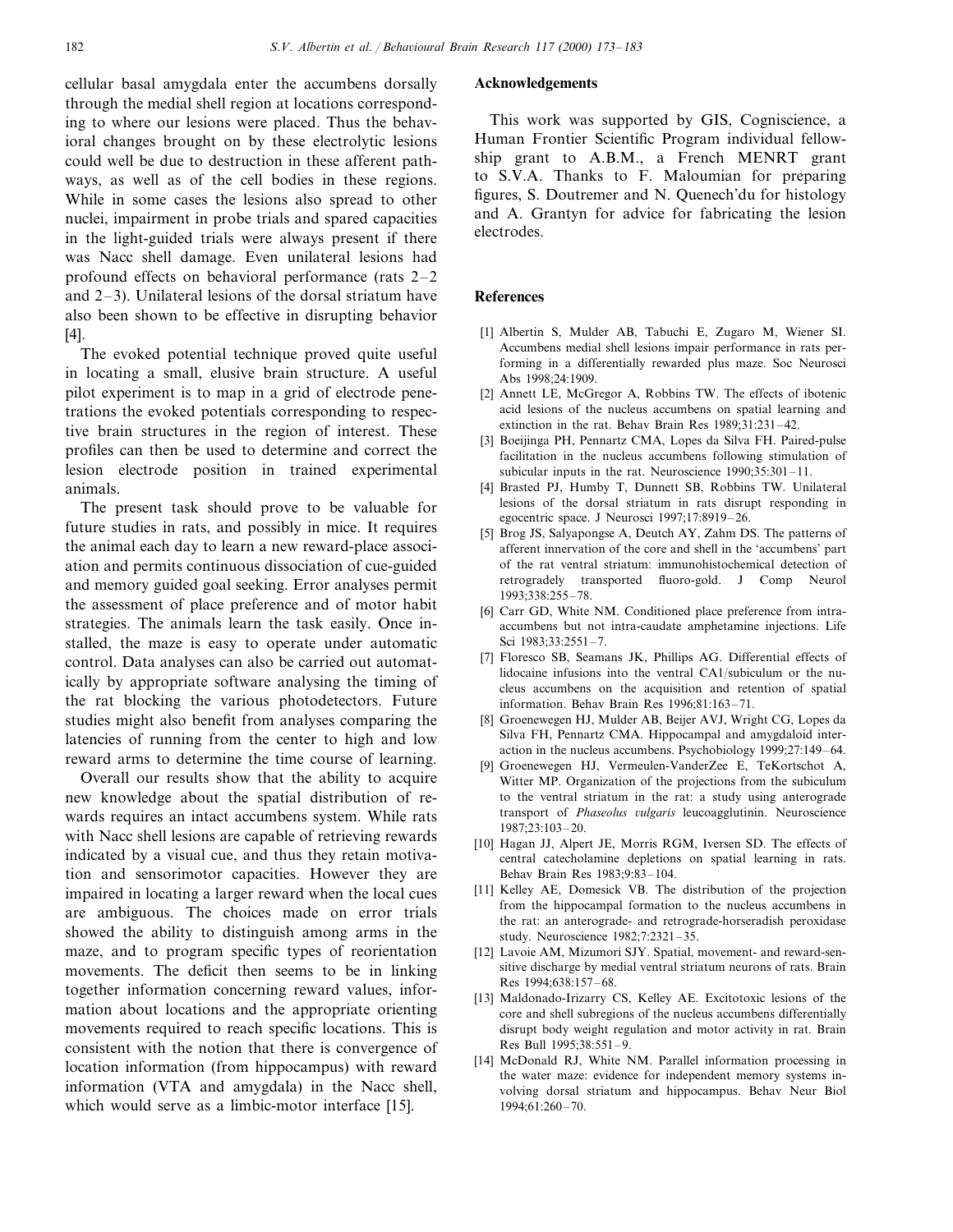cellular basal amygdala enter the accumbens dorsally through the medial shell region at locations corresponding to where our lesions were placed. Thus the behavioral changes brought on by these electrolytic lesions could well be due to destruction in these afferent pathways, as well as of the cell bodies in these regions. While in some cases the lesions also spread to other nuclei, impairment in probe trials and spared capacities in the light-guided trials were always present if there was Nacc shell damage. Even unilateral lesions had profound effects on behavioral performance (rats 2–2 and 2–3). Unilateral lesions of the dorsal striatum have also been shown to be effective in disrupting behavior [4].

The evoked potential technique proved quite useful in locating a small, elusive brain structure. A useful pilot experiment is to map in a grid of electrode penetrations the evoked potentials corresponding to respective brain structures in the region of interest. These profiles can then be used to determine and correct the lesion electrode position in trained experimental animals.

The present task should prove to be valuable for future studies in rats, and possibly in mice. It requires the animal each day to learn a new reward-place association and permits continuous dissociation of cue-guided and memory guided goal seeking. Error analyses permit the assessment of place preference and of motor habit strategies. The animals learn the task easily. Once installed, the maze is easy to operate under automatic control. Data analyses can also be carried out automatically by appropriate software analysing the timing of the rat blocking the various photodetectors. Future studies might also benefit from analyses comparing the latencies of running from the center to high and low reward arms to determine the time course of learning.

Overall our results show that the ability to acquire new knowledge about the spatial distribution of rewards requires an intact accumbens system. While rats with Nacc shell lesions are capable of retrieving rewards indicated by a visual cue, and thus they retain motivation and sensorimotor capacities. However they are impaired in locating a larger reward when the local cues are ambiguous. The choices made on error trials showed the ability to distinguish among arms in the maze, and to program specific types of reorientation movements. The deficit then seems to be in linking together information concerning reward values, information about locations and the appropriate orienting movements required to reach specific locations. This is consistent with the notion that there is convergence of location information (from hippocampus) with reward information (VTA and amygdala) in the Nacc shell, which would serve as a limbic-motor interface [15].

## Acknowledgements

This work was supported by GIS, Cogniscience, a Human Frontier Scientific Program individual fellowship grant to A.B.M., a French MENRT grant to S.V.A. Thanks to F. Maloumian for preparing figures, S. Doutremer and N. Quenech'du for histology and A. Grantyn for advice for fabricating the lesion electrodes.

## References

[1] Albertin S, Mulder AB, Tabuchi E, Zugaro M, Wiener SI. Accumbens medial shell lesions impair performance in rats performing in a differentially rewarded plus maze. Soc Neurosci Abs 1998;24:1909.

[2] Annett LE, McGregor A, Robbins TW. The effects of ibotenic acid lesions of the nucleus accumbens on spatial learning and extinction in the rat. Behav Brain Res 1989;31:231–42.

[3] Boeijinga PH, Pennartz CMA, Lopes da Silva FH. Paired-pulse facilitation in the nucleus accumbens following stimulation of subicular inputs in the rat. Neuroscience 1990;35:301–11.

[4] Brasted PJ, Humby T, Dunnett SB, Robbins TW. Unilateral lesions of the dorsal striatum in rats disrupt responding in egocentric space. J Neurosci 1997;17:8919–26.

[5] Brog JS, Salyapongse A, Deutch AY, Zahm DS. The patterns of afferent innervation of the core and shell in the 'accumbens' part of the rat ventral striatum: immunohistochemical detection of retrogradely transported fluoro-gold. J Comp Neurol 1993;338:255–78.

[6] Carr GD, White NM. Conditioned place preference from intra-accumbens but not intra-caudate amphetamine injections. Life Sci 1983;33:2551–7.

[7] Floresco SB, Seamans JK, Phillips AG. Differential effects of lidocaine infusions into the ventral CA1/subiculum or the nucleus accumbens on the acquisition and retention of spatial information. Behav Brain Res 1996;81:163–71.

[8] Groenewegen HJ, Mulder AB, Beijer AVJ, Wright CG, Lopes da Silva FH, Pennartz CMA. Hippocampal and amygdaloid interaction in the nucleus accumbens. Psychobiology 1999;27:149–64.

[9] Groenewegen HJ, Vermeulen-VanderZee E, TeKortschot A, Witter MP. Organization of the projections from the subiculum to the ventral striatum in the rat: a study using anterograde transport of *Phaseolus vulgaris* leucoagglutinin. Neuroscience 1987;23:103–20.

[10] Hagan JJ, Alpert JE, Morris RGM, Iversen SD. The effects of central catecholamine depletions on spatial learning in rats. Behav Brain Res 1983;9:83–104.

[11] Kelley AE, Domesick VB. The distribution of the projection from the hippocampal formation to the nucleus accumbens in the rat: an anterograde- and retrograde-horseradish peroxidase study. Neuroscience 1982;7:2321–35.

[12] Lavoie AM, Mizumori SJY. Spatial, movement- and reward-sensitive discharge by medial ventral striatum neurons of rats. Brain Res 1994;638:157–68.

[13] Maldonado-Irizarry CS, Kelley AE. Excitotoxic lesions of the core and shell subregions of the nucleus accumbens differentially disrupt body weight regulation and motor activity in rat. Brain Res Bull 1995;38:551–9.

[14] McDonald RJ, White NM. Parallel information processing in the water maze: evidence for independent memory systems involving dorsal striatum and hippocampus. Behav Neur Biol 1994;61:260–70.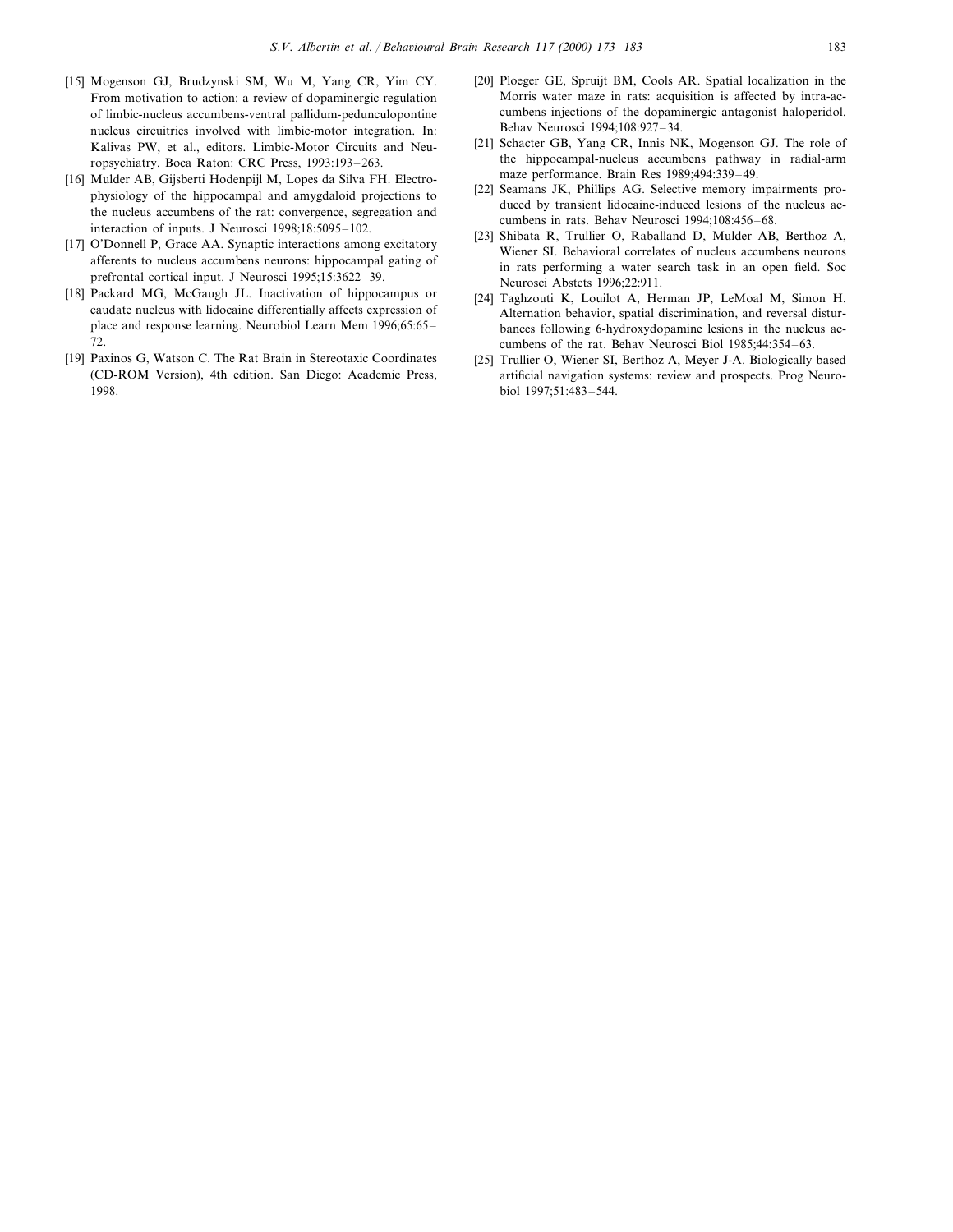[15] Mogenson GJ, Brudzynski SM, Wu M, Yang CR, Yim CY. From motivation to action: a review of dopaminergic regulation of limbic-nucleus accumbens-ventral pallidum-pedunculopontine nucleus circuitries involved with limbic-motor integration. In: Kalivas PW, et al., editors. Limbic-Motor Circuits and Neuropsychiatry. Boca Raton: CRC Press, 1993:193–263.

[16] Mulder AB, Gijsberti Hodenpijl M, Lopes da Silva FH. Electrophysiology of the hippocampal and amygdaloid projections to the nucleus accumbens of the rat: convergence, segregation and interaction of inputs. J Neurosci 1998;18:5095–102.

[17] O'Donnell P, Grace AA. Synaptic interactions among excitatory afferents to nucleus accumbens neurons: hippocampal gating of prefrontal cortical input. J Neurosci 1995;15:3622–39.

[18] Packard MG, McGaugh JL. Inactivation of hippocampus or caudate nucleus with lidocaine differentially affects expression of place and response learning. Neurobiol Learn Mem 1996;65:65–72.

[19] Paxinos G, Watson C. The Rat Brain in Stereotaxic Coordinates (CD-ROM Version), 4th edition. San Diego: Academic Press, 1998.

[20] Ploeger GE, Spruijt BM, Cools AR. Spatial localization in the Morris water maze in rats: acquisition is affected by intra-accumbens injections of the dopaminergic antagonist haloperidol. Behav Neurosci 1994;108:927–34.

[21] Schacter GB, Yang CR, Innis NK, Mogenson GJ. The role of the hippocampal-nucleus accumbens pathway in radial-arm maze performance. Brain Res 1989;494:339–49.

[22] Seamans JK, Phillips AG. Selective memory impairments produced by transient lidocaine-induced lesions of the nucleus accumbens in rats. Behav Neurosci 1994;108:456–68.

[23] Shibata R, Trullier O, Raballand D, Mulder AB, Berthoz A, Wiener SI. Behavioral correlates of nucleus accumbens neurons in rats performing a water search task in an open field. Soc Neurosci Abstcts 1996;22:911.

[24] Taghzouti K, Louilot A, Herman JP, LeMoal M, Simon H. Alternation behavior, spatial discrimination, and reversal disturbances following 6-hydroxydopamine lesions in the nucleus accumbens of the rat. Behav Neurosci Biol 1985;44:354–63.

[25] Trullier O, Wiener SI, Berthoz A, Meyer J-A. Biologically based artificial navigation systems: review and prospects. Prog Neurobiol 1997;51:483–544.